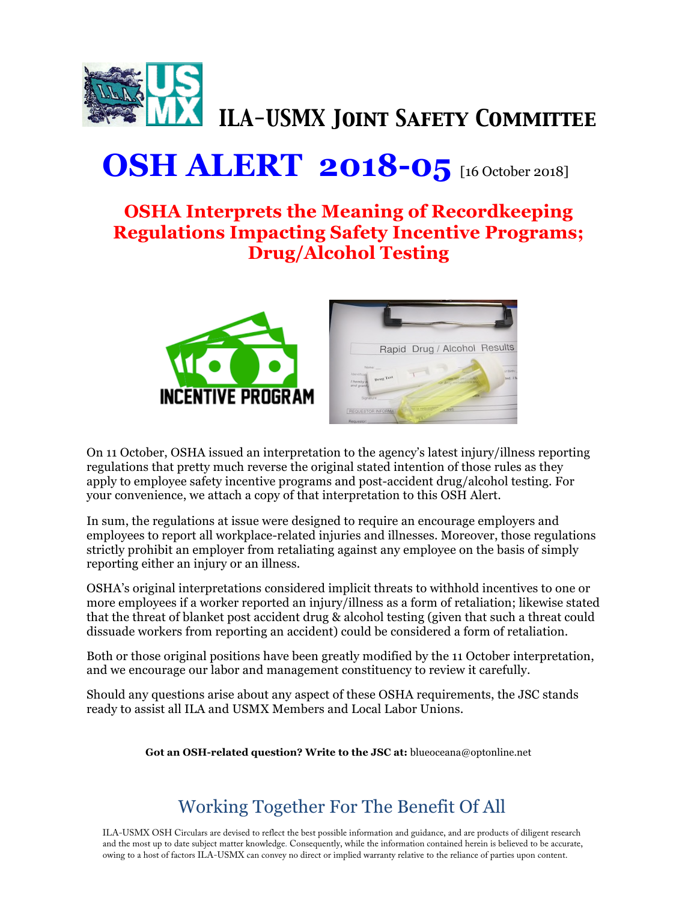# ILA-USMX Joint Safety Committee

# OSH ALERT 2018-05 [16 October 2018]

## OSHA Interprets the Meaning of Recordkeeping Regulations Impacting Safety Incentive Programs; Drug/Alcohol Testing

On 11 October, OSHA issued an interpretation to the agency's latest injury/illness reporting regulations that pretty much reverse the original stated intention of those rules as they apply to employee safety incentive programs and post-accident drug/alcohol testing. For your convenience, we attach a copy of that interpretation to this OSH Alert.

In sum, the regulations at issue were designed to require an encourage employers and employees to report all workplace-related injuries and illnesses. Moreover, those regulations strictly prohibit an employer from retaliating against any employee on the basis of simply reporting either an injury or an illness.

OSHA's original interpretations considered implicit threats to withhold incentives to one or more employees if a worker reported an injury/illness as a form of retaliation; likewise stated that the threat of blanket post accident drug & alcohol testing (given that such a threat could dissuade workers from reporting an accident) could be considered a form of retaliation.

Both or those original positions have been greatly modified by the 11 October interpretation, and we encourage our labor and management constituency to review it carefully.

Should any questions arise about any aspect of these OSHA requirements, the JSC stands ready to assist all ILA and USMX Members and Local Labor Unions.

**Got an OSH-related question? Write to the JSC at:** blueoceana@optonline.net

## Working Together For The Benefit Of All

ILA-USMX OSH Circulars are devised to reflect the best possible information and guidance, and are products of diligent research and the most up to date subject matter knowledge. Consequently, while the information contained herein is believed to be accurate, owing to a host of factors ILA-USMX can convey no direct or implied warranty relative to the reliance of parties upon content.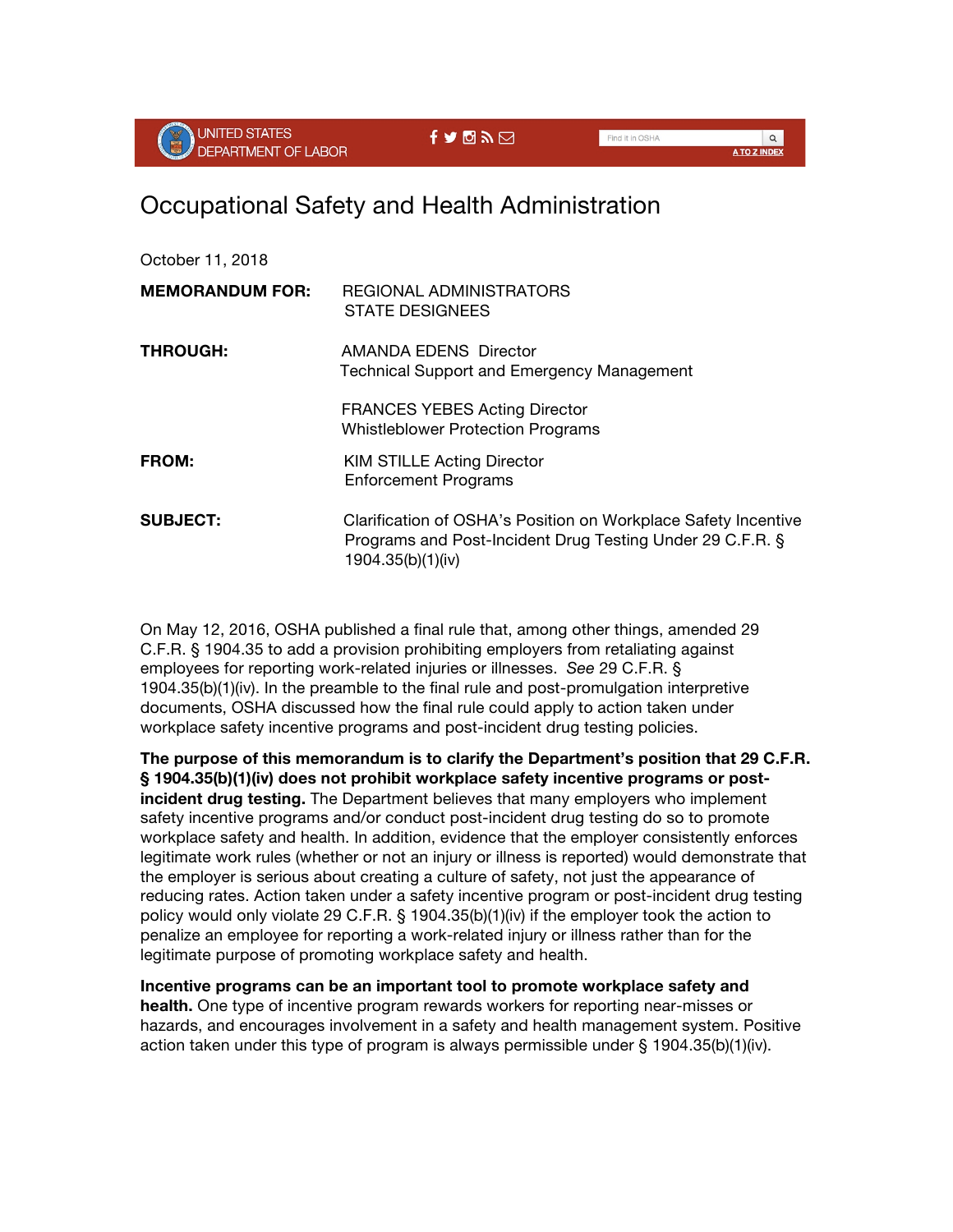UNITED STATES DEPARTMENT OF LABOR

# Occupational Safety and Health Administration

October 11, 2018

**MEMORANDUM FOR:** REGIONAL ADMINISTRATORS
STATE DESIGNEES

**THROUGH:** AMANDA EDENS Director
Technical Support and Emergency Management

FRANCES YEBES Acting Director
Whistleblower Protection Programs

**FROM:** KIM STILLE Acting Director
Enforcement Programs

**SUBJECT:** Clarification of OSHA's Position on Workplace Safety Incentive Programs and Post-Incident Drug Testing Under 29 C.F.R. § 1904.35(b)(1)(iv)

On May 12, 2016, OSHA published a final rule that, among other things, amended 29 C.F.R. § 1904.35 to add a provision prohibiting employers from retaliating against employees for reporting work-related injuries or illnesses. *See* 29 C.F.R. § 1904.35(b)(1)(iv). In the preamble to the final rule and post-promulgation interpretive documents, OSHA discussed how the final rule could apply to action taken under workplace safety incentive programs and post-incident drug testing policies.

**The purpose of this memorandum is to clarify the Department's position that 29 C.F.R. § 1904.35(b)(1)(iv) does not prohibit workplace safety incentive programs or post-incident drug testing.** The Department believes that many employers who implement safety incentive programs and/or conduct post-incident drug testing do so to promote workplace safety and health. In addition, evidence that the employer consistently enforces legitimate work rules (whether or not an injury or illness is reported) would demonstrate that the employer is serious about creating a culture of safety, not just the appearance of reducing rates. Action taken under a safety incentive program or post-incident drug testing policy would only violate 29 C.F.R. § 1904.35(b)(1)(iv) if the employer took the action to penalize an employee for reporting a work-related injury or illness rather than for the legitimate purpose of promoting workplace safety and health.

**Incentive programs can be an important tool to promote workplace safety and health.** One type of incentive program rewards workers for reporting near-misses or hazards, and encourages involvement in a safety and health management system. Positive action taken under this type of program is always permissible under § 1904.35(b)(1)(iv).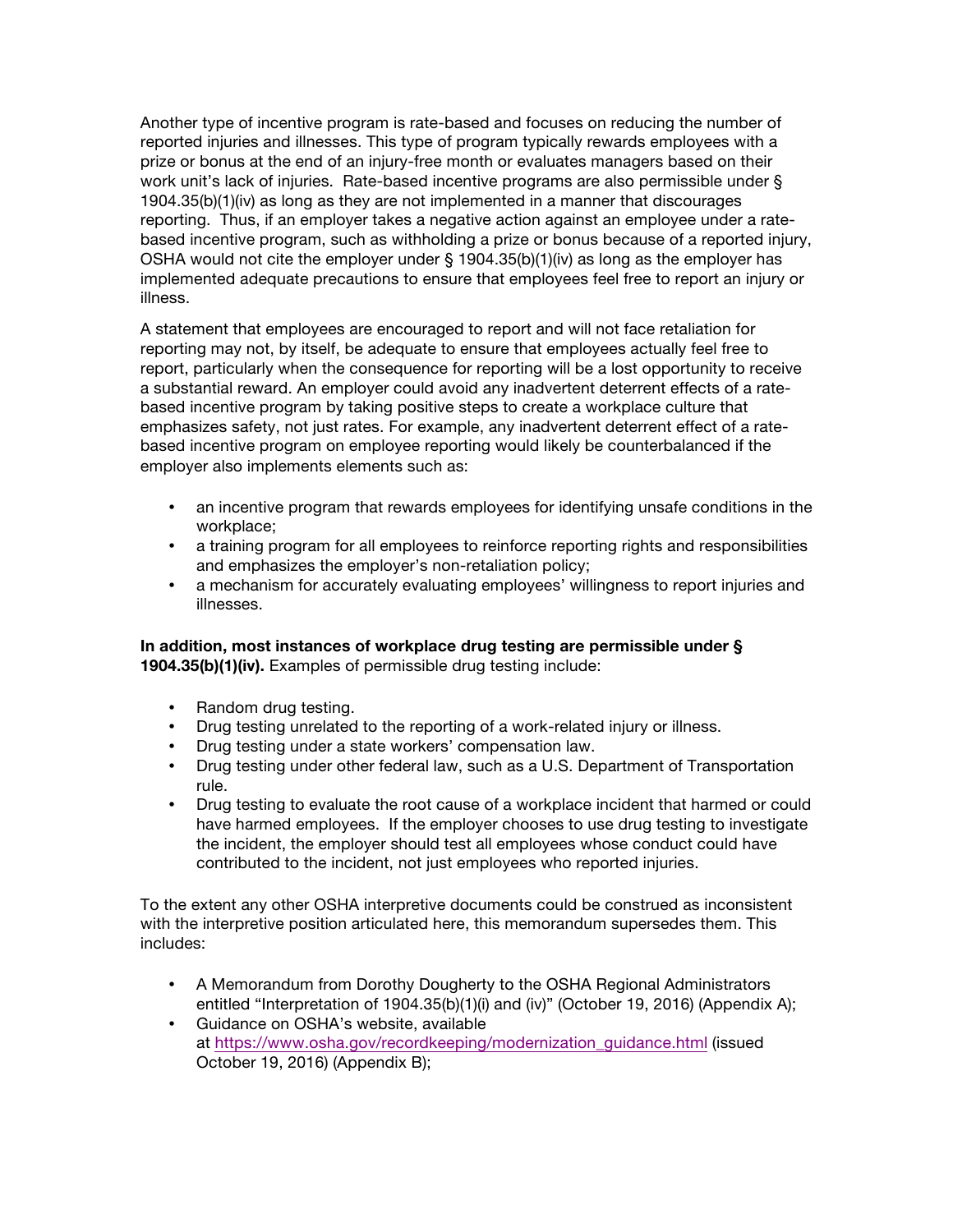Another type of incentive program is rate-based and focuses on reducing the number of reported injuries and illnesses. This type of program typically rewards employees with a prize or bonus at the end of an injury-free month or evaluates managers based on their work unit's lack of injuries. Rate-based incentive programs are also permissible under § 1904.35(b)(1)(iv) as long as they are not implemented in a manner that discourages reporting. Thus, if an employer takes a negative action against an employee under a rate-based incentive program, such as withholding a prize or bonus because of a reported injury, OSHA would not cite the employer under § 1904.35(b)(1)(iv) as long as the employer has implemented adequate precautions to ensure that employees feel free to report an injury or illness.

A statement that employees are encouraged to report and will not face retaliation for reporting may not, by itself, be adequate to ensure that employees actually feel free to report, particularly when the consequence for reporting will be a lost opportunity to receive a substantial reward. An employer could avoid any inadvertent deterrent effects of a rate-based incentive program by taking positive steps to create a workplace culture that emphasizes safety, not just rates. For example, any inadvertent deterrent effect of a rate-based incentive program on employee reporting would likely be counterbalanced if the employer also implements elements such as:

- an incentive program that rewards employees for identifying unsafe conditions in the workplace;
- a training program for all employees to reinforce reporting rights and responsibilities and emphasizes the employer's non-retaliation policy;
- a mechanism for accurately evaluating employees' willingness to report injuries and illnesses.

**In addition, most instances of workplace drug testing are permissible under § 1904.35(b)(1)(iv).** Examples of permissible drug testing include:

- Random drug testing.
- Drug testing unrelated to the reporting of a work-related injury or illness.
- Drug testing under a state workers' compensation law.
- Drug testing under other federal law, such as a U.S. Department of Transportation rule.
- Drug testing to evaluate the root cause of a workplace incident that harmed or could have harmed employees. If the employer chooses to use drug testing to investigate the incident, the employer should test all employees whose conduct could have contributed to the incident, not just employees who reported injuries.

To the extent any other OSHA interpretive documents could be construed as inconsistent with the interpretive position articulated here, this memorandum supersedes them. This includes:

- A Memorandum from Dorothy Dougherty to the OSHA Regional Administrators entitled "Interpretation of 1904.35(b)(1)(i) and (iv)" (October 19, 2016) (Appendix A);
- Guidance on OSHA's website, available at https://www.osha.gov/recordkeeping/modernization_guidance.html (issued October 19, 2016) (Appendix B);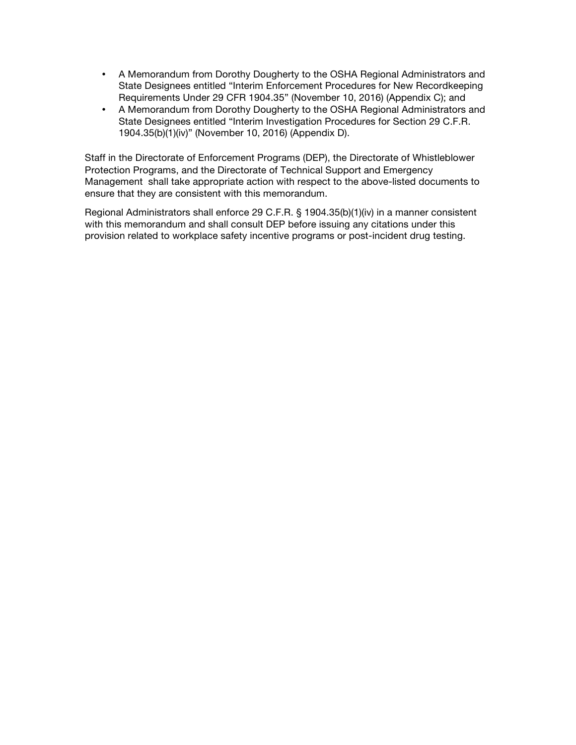- A Memorandum from Dorothy Dougherty to the OSHA Regional Administrators and State Designees entitled "Interim Enforcement Procedures for New Recordkeeping Requirements Under 29 CFR 1904.35" (November 10, 2016) (Appendix C); and
- A Memorandum from Dorothy Dougherty to the OSHA Regional Administrators and State Designees entitled "Interim Investigation Procedures for Section 29 C.F.R. 1904.35(b)(1)(iv)" (November 10, 2016) (Appendix D).

Staff in the Directorate of Enforcement Programs (DEP), the Directorate of Whistleblower Protection Programs, and the Directorate of Technical Support and Emergency Management shall take appropriate action with respect to the above-listed documents to ensure that they are consistent with this memorandum.

Regional Administrators shall enforce 29 C.F.R. § 1904.35(b)(1)(iv) in a manner consistent with this memorandum and shall consult DEP before issuing any citations under this provision related to workplace safety incentive programs or post-incident drug testing.